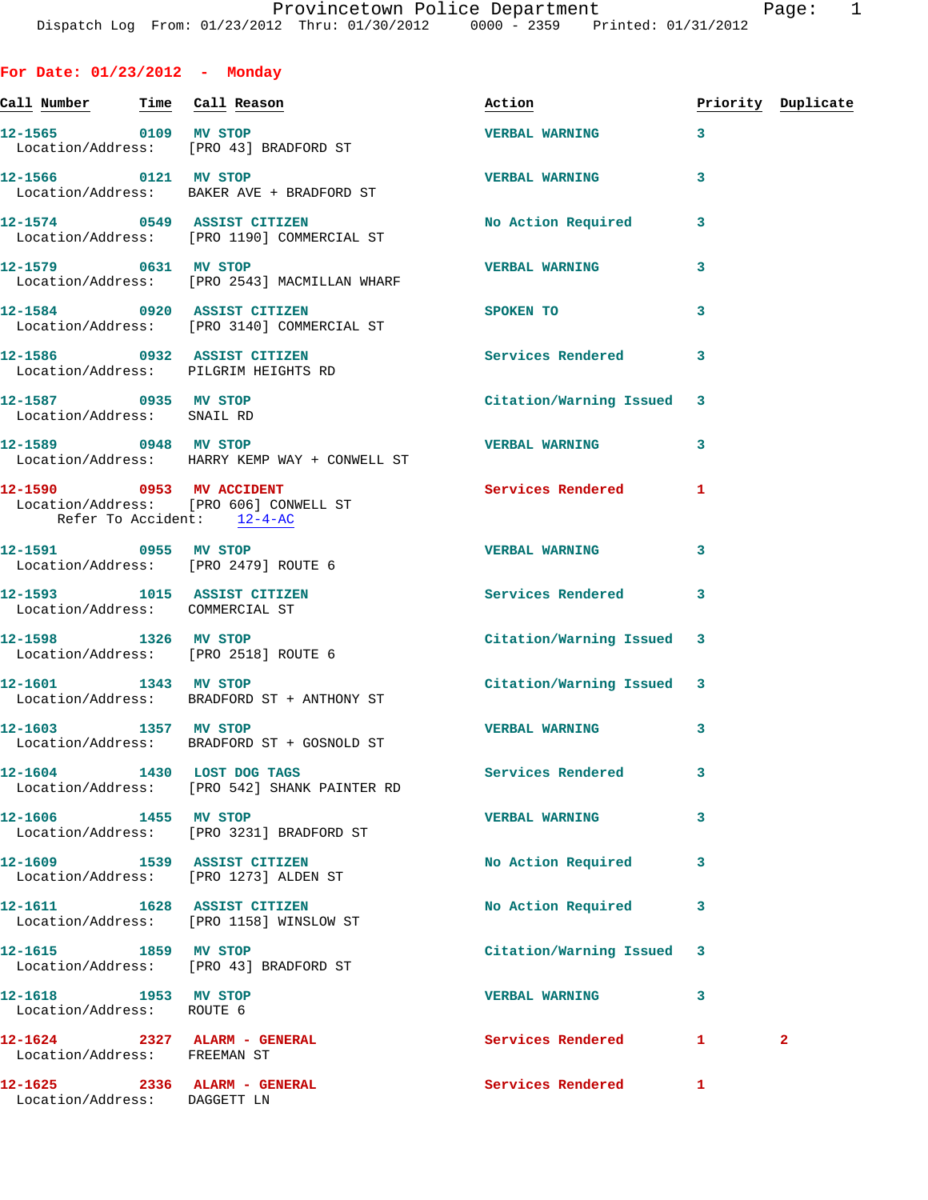Provincetown Police Department
Dispatch Log From: 01/23/2012 Thru: 01/30/2012 0000 - 2359 Printed: 01/31/2012

## For Date: 01/23/2012 - Monday

| Call Number | Time | Call Reason | Action | Priority | Duplicate |
|---|---|---|---|---|---|
| 12-1565 | 0109 | MV STOP<br>Location/Address: [PRO 43] BRADFORD ST | VERBAL WARNING | 3 | |
| 12-1566 | 0121 | MV STOP<br>Location/Address: BAKER AVE + BRADFORD ST | VERBAL WARNING | 3 | |
| 12-1574 | 0549 | ASSIST CITIZEN<br>Location/Address: [PRO 1190] COMMERCIAL ST | No Action Required | 3 | |
| 12-1579 | 0631 | MV STOP<br>Location/Address: [PRO 2543] MACMILLAN WHARF | VERBAL WARNING | 3 | |
| 12-1584 | 0920 | ASSIST CITIZEN<br>Location/Address: [PRO 3140] COMMERCIAL ST | SPOKEN TO | 3 | |
| 12-1586 | 0932 | ASSIST CITIZEN<br>Location/Address: PILGRIM HEIGHTS RD | Services Rendered | 3 | |
| 12-1587 | 0935 | MV STOP<br>Location/Address: SNAIL RD | Citation/Warning Issued | 3 | |
| 12-1589 | 0948 | MV STOP<br>Location/Address: HARRY KEMP WAY + CONWELL ST | VERBAL WARNING | 3 | |
| 12-1590 | 0953 | MV ACCIDENT<br>Location/Address: [PRO 606] CONWELL ST<br>Refer To Accident: 12-4-AC | Services Rendered | 1 | |
| 12-1591 | 0955 | MV STOP<br>Location/Address: [PRO 2479] ROUTE 6 | VERBAL WARNING | 3 | |
| 12-1593 | 1015 | ASSIST CITIZEN<br>Location/Address: COMMERCIAL ST | Services Rendered | 3 | |
| 12-1598 | 1326 | MV STOP<br>Location/Address: [PRO 2518] ROUTE 6 | Citation/Warning Issued | 3 | |
| 12-1601 | 1343 | MV STOP<br>Location/Address: BRADFORD ST + ANTHONY ST | Citation/Warning Issued | 3 | |
| 12-1603 | 1357 | MV STOP<br>Location/Address: BRADFORD ST + GOSNOLD ST | VERBAL WARNING | 3 | |
| 12-1604 | 1430 | LOST DOG TAGS<br>Location/Address: [PRO 542] SHANK PAINTER RD | Services Rendered | 3 | |
| 12-1606 | 1455 | MV STOP<br>Location/Address: [PRO 3231] BRADFORD ST | VERBAL WARNING | 3 | |
| 12-1609 | 1539 | ASSIST CITIZEN<br>Location/Address: [PRO 1273] ALDEN ST | No Action Required | 3 | |
| 12-1611 | 1628 | ASSIST CITIZEN<br>Location/Address: [PRO 1158] WINSLOW ST | No Action Required | 3 | |
| 12-1615 | 1859 | MV STOP<br>Location/Address: [PRO 43] BRADFORD ST | Citation/Warning Issued | 3 | |
| 12-1618 | 1953 | MV STOP<br>Location/Address: ROUTE 6 | VERBAL WARNING | 3 | |
| 12-1624 | 2327 | ALARM - GENERAL<br>Location/Address: FREEMAN ST | Services Rendered | 1 | 2 |
| 12-1625 | 2336 | ALARM - GENERAL<br>Location/Address: DAGGETT LN | Services Rendered | 1 | |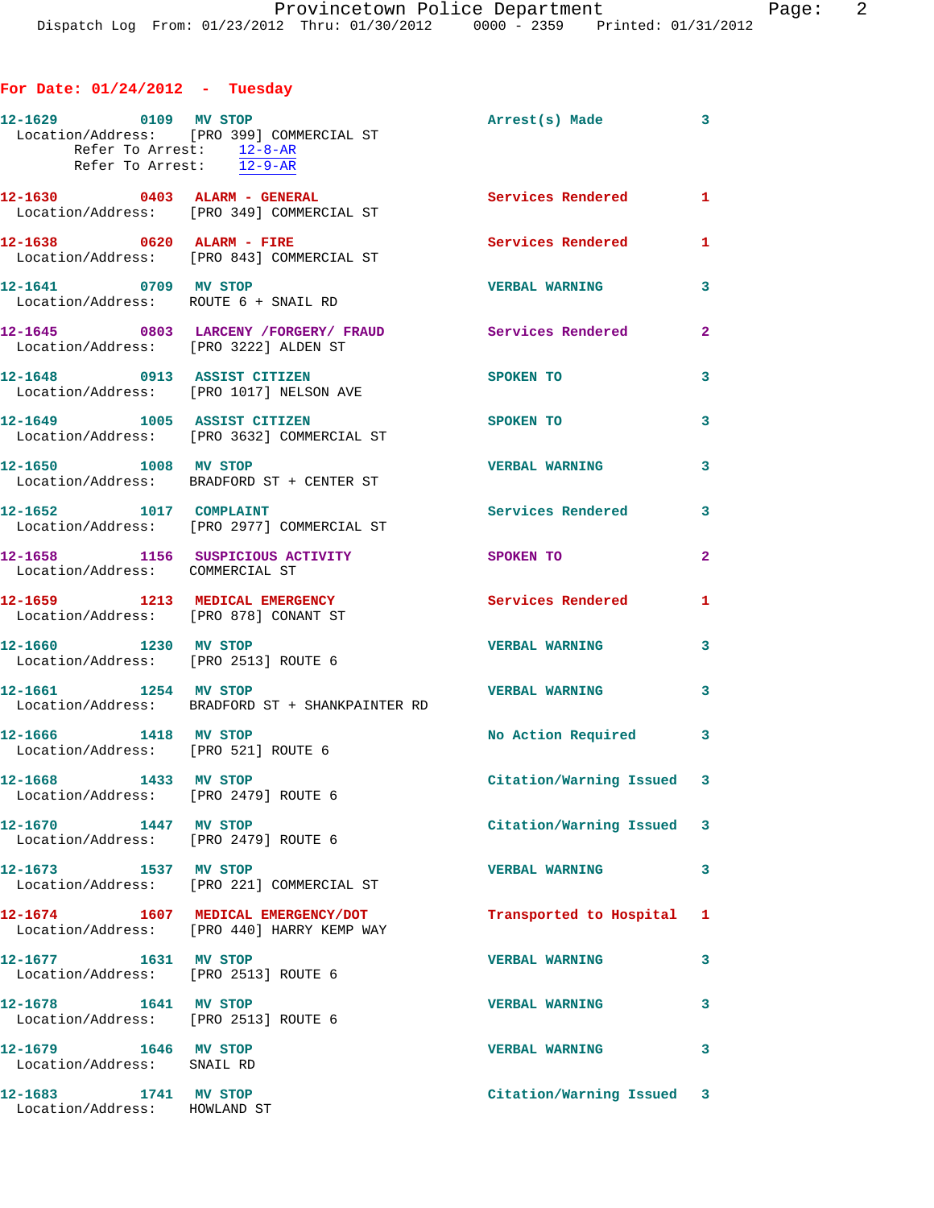## For Date: 01/24/2012 - Tuesday

**12-1629** 0109 MV STOP — Arrest(s) Made — 3
Location/Address: [PRO 399] COMMERCIAL ST
Refer To Arrest: 12-8-AR
Refer To Arrest: 12-9-AR

**12-1630** 0403 ALARM - GENERAL — Services Rendered — 1
Location/Address: [PRO 349] COMMERCIAL ST

**12-1638** 0620 ALARM - FIRE — Services Rendered — 1
Location/Address: [PRO 843] COMMERCIAL ST

**12-1641** 0709 MV STOP — VERBAL WARNING — 3
Location/Address: ROUTE 6 + SNAIL RD

**12-1645** 0803 LARCENY /FORGERY/ FRAUD — Services Rendered — 2
Location/Address: [PRO 3222] ALDEN ST

**12-1648** 0913 ASSIST CITIZEN — SPOKEN TO — 3
Location/Address: [PRO 1017] NELSON AVE

**12-1649** 1005 ASSIST CITIZEN — SPOKEN TO — 3
Location/Address: [PRO 3632] COMMERCIAL ST

**12-1650** 1008 MV STOP — VERBAL WARNING — 3
Location/Address: BRADFORD ST + CENTER ST

**12-1652** 1017 COMPLAINT — Services Rendered — 3
Location/Address: [PRO 2977] COMMERCIAL ST

**12-1658** 1156 SUSPICIOUS ACTIVITY — SPOKEN TO — 2
Location/Address: COMMERCIAL ST

**12-1659** 1213 MEDICAL EMERGENCY — Services Rendered — 1
Location/Address: [PRO 878] CONANT ST

**12-1660** 1230 MV STOP — VERBAL WARNING — 3
Location/Address: [PRO 2513] ROUTE 6

**12-1661** 1254 MV STOP — VERBAL WARNING — 3
Location/Address: BRADFORD ST + SHANKPAINTER RD

**12-1666** 1418 MV STOP — No Action Required — 3
Location/Address: [PRO 521] ROUTE 6

**12-1668** 1433 MV STOP — Citation/Warning Issued — 3
Location/Address: [PRO 2479] ROUTE 6

**12-1670** 1447 MV STOP — Citation/Warning Issued — 3
Location/Address: [PRO 2479] ROUTE 6

**12-1673** 1537 MV STOP — VERBAL WARNING — 3
Location/Address: [PRO 221] COMMERCIAL ST

**12-1674** 1607 MEDICAL EMERGENCY/DOT — Transported to Hospital — 1
Location/Address: [PRO 440] HARRY KEMP WAY

**12-1677** 1631 MV STOP — VERBAL WARNING — 3
Location/Address: [PRO 2513] ROUTE 6

**12-1678** 1641 MV STOP — VERBAL WARNING — 3
Location/Address: [PRO 2513] ROUTE 6

**12-1679** 1646 MV STOP — VERBAL WARNING — 3
Location/Address: SNAIL RD

**12-1683** 1741 MV STOP — Citation/Warning Issued — 3
Location/Address: HOWLAND ST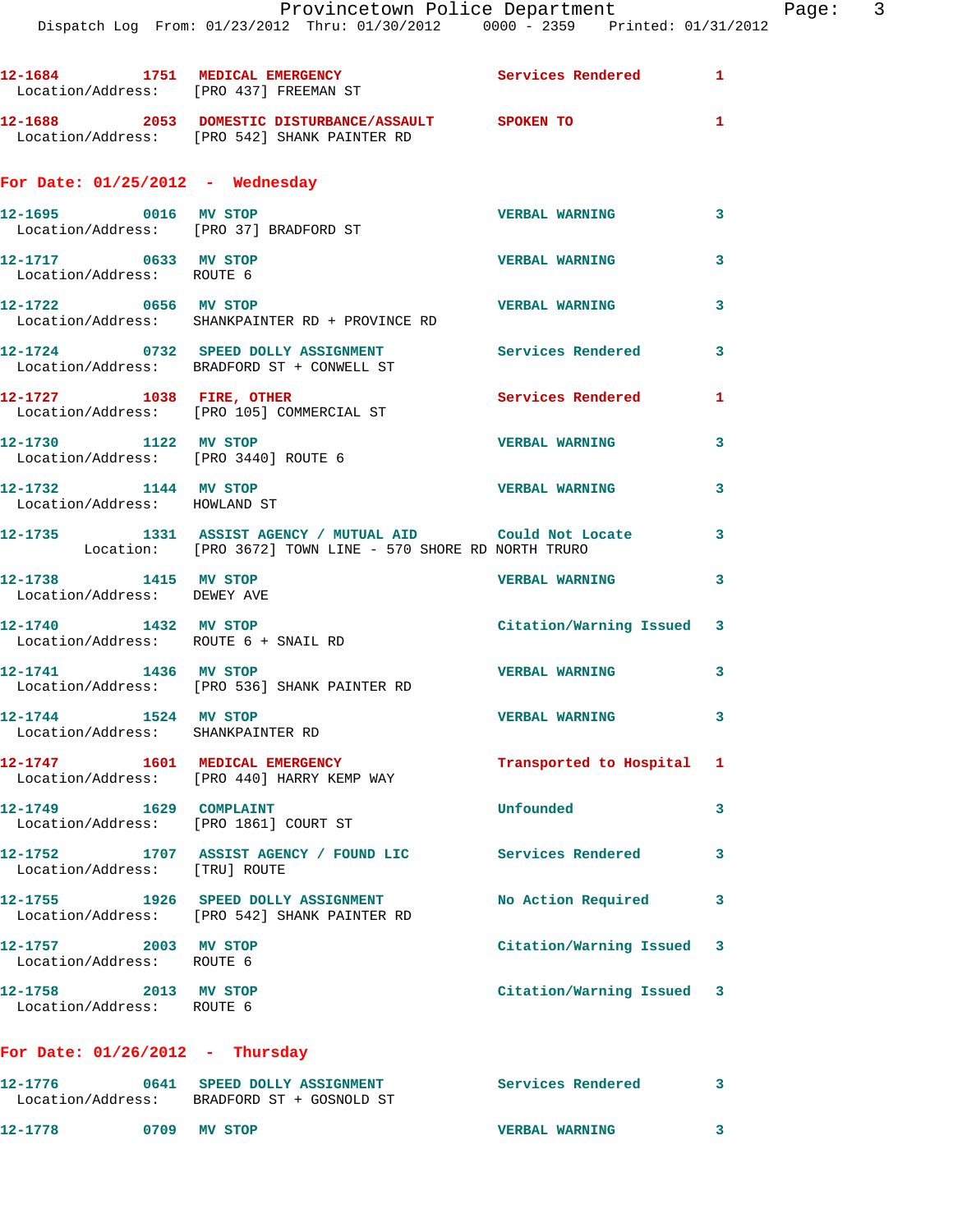12-1684 1751 MEDICAL EMERGENCY Services Rendered 1
Location/Address: [PRO 437] FREEMAN ST

12-1688 2053 DOMESTIC DISTURBANCE/ASSAULT SPOKEN TO 1
Location/Address: [PRO 542] SHANK PAINTER RD

## For Date: 01/25/2012 - Wednesday

12-1695 0016 MV STOP VERBAL WARNING 3
Location/Address: [PRO 37] BRADFORD ST

12-1717 0633 MV STOP VERBAL WARNING 3
Location/Address: ROUTE 6

12-1722 0656 MV STOP VERBAL WARNING 3
Location/Address: SHANKPAINTER RD + PROVINCE RD

12-1724 0732 SPEED DOLLY ASSIGNMENT Services Rendered 3
Location/Address: BRADFORD ST + CONWELL ST

12-1727 1038 FIRE, OTHER Services Rendered 1
Location/Address: [PRO 105] COMMERCIAL ST

12-1730 1122 MV STOP VERBAL WARNING 3
Location/Address: [PRO 3440] ROUTE 6

12-1732 1144 MV STOP VERBAL WARNING 3
Location/Address: HOWLAND ST

12-1735 1331 ASSIST AGENCY / MUTUAL AID Could Not Locate 3
Location: [PRO 3672] TOWN LINE - 570 SHORE RD NORTH TRURO

12-1738 1415 MV STOP VERBAL WARNING 3
Location/Address: DEWEY AVE

12-1740 1432 MV STOP Citation/Warning Issued 3
Location/Address: ROUTE 6 + SNAIL RD

12-1741 1436 MV STOP VERBAL WARNING 3
Location/Address: [PRO 536] SHANK PAINTER RD

12-1744 1524 MV STOP VERBAL WARNING 3
Location/Address: SHANKPAINTER RD

12-1747 1601 MEDICAL EMERGENCY Transported to Hospital 1
Location/Address: [PRO 440] HARRY KEMP WAY

12-1749 1629 COMPLAINT Unfounded 3
Location/Address: [PRO 1861] COURT ST

12-1752 1707 ASSIST AGENCY / FOUND LIC Services Rendered 3
Location/Address: [TRU] ROUTE

12-1755 1926 SPEED DOLLY ASSIGNMENT No Action Required 3
Location/Address: [PRO 542] SHANK PAINTER RD

12-1757 2003 MV STOP Citation/Warning Issued 3
Location/Address: ROUTE 6

12-1758 2013 MV STOP Citation/Warning Issued 3
Location/Address: ROUTE 6

## For Date: 01/26/2012 - Thursday

12-1776 0641 SPEED DOLLY ASSIGNMENT Services Rendered 3
Location/Address: BRADFORD ST + GOSNOLD ST

12-1778 0709 MV STOP VERBAL WARNING 3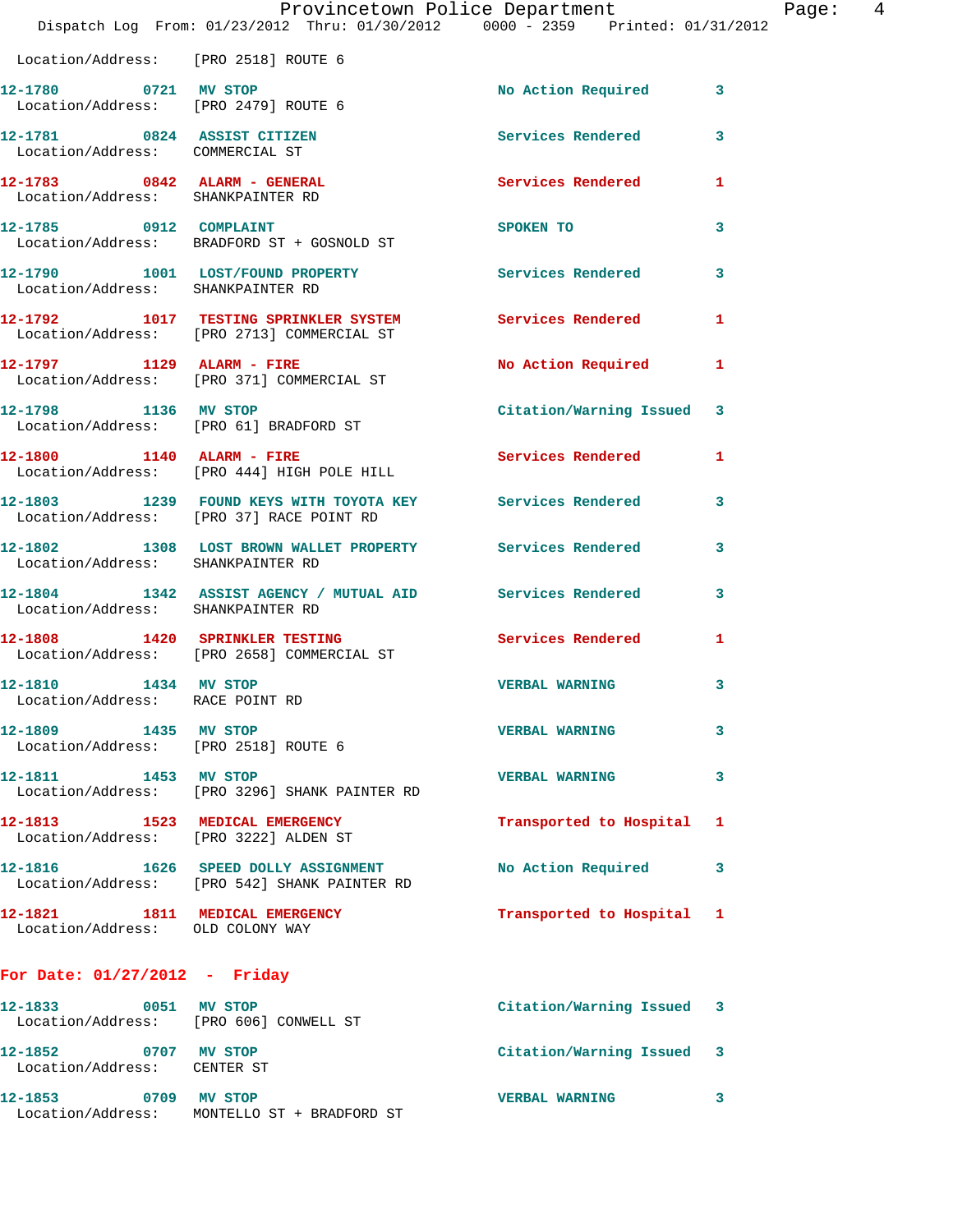Location/Address: [PRO 2518] ROUTE 6

| Call # | Time | Call Reason | Action | Priority |
|---|---|---|---|---|
| 12-1780 | 0721 | MV STOP | No Action Required | 3 |
| | | Location/Address: [PRO 2479] ROUTE 6 | | |
| 12-1781 | 0824 | ASSIST CITIZEN | Services Rendered | 3 |
| | | Location/Address: COMMERCIAL ST | | |
| 12-1783 | 0842 | ALARM - GENERAL | Services Rendered | 1 |
| | | Location/Address: SHANKPAINTER RD | | |
| 12-1785 | 0912 | COMPLAINT | SPOKEN TO | 3 |
| | | Location/Address: BRADFORD ST + GOSNOLD ST | | |
| 12-1790 | 1001 | LOST/FOUND PROPERTY | Services Rendered | 3 |
| | | Location/Address: SHANKPAINTER RD | | |
| 12-1792 | 1017 | TESTING SPRINKLER SYSTEM | Services Rendered | 1 |
| | | Location/Address: [PRO 2713] COMMERCIAL ST | | |
| 12-1797 | 1129 | ALARM - FIRE | No Action Required | 1 |
| | | Location/Address: [PRO 371] COMMERCIAL ST | | |
| 12-1798 | 1136 | MV STOP | Citation/Warning Issued | 3 |
| | | Location/Address: [PRO 61] BRADFORD ST | | |
| 12-1800 | 1140 | ALARM - FIRE | Services Rendered | 1 |
| | | Location/Address: [PRO 444] HIGH POLE HILL | | |
| 12-1803 | 1239 | FOUND KEYS WITH TOYOTA KEY | Services Rendered | 3 |
| | | Location/Address: [PRO 37] RACE POINT RD | | |
| 12-1802 | 1308 | LOST BROWN WALLET PROPERTY | Services Rendered | 3 |
| | | Location/Address: SHANKPAINTER RD | | |
| 12-1804 | 1342 | ASSIST AGENCY / MUTUAL AID | Services Rendered | 3 |
| | | Location/Address: SHANKPAINTER RD | | |
| 12-1808 | 1420 | SPRINKLER TESTING | Services Rendered | 1 |
| | | Location/Address: [PRO 2658] COMMERCIAL ST | | |
| 12-1810 | 1434 | MV STOP | VERBAL WARNING | 3 |
| | | Location/Address: RACE POINT RD | | |
| 12-1809 | 1435 | MV STOP | VERBAL WARNING | 3 |
| | | Location/Address: [PRO 2518] ROUTE 6 | | |
| 12-1811 | 1453 | MV STOP | VERBAL WARNING | 3 |
| | | Location/Address: [PRO 3296] SHANK PAINTER RD | | |
| 12-1813 | 1523 | MEDICAL EMERGENCY | Transported to Hospital | 1 |
| | | Location/Address: [PRO 3222] ALDEN ST | | |
| 12-1816 | 1626 | SPEED DOLLY ASSIGNMENT | No Action Required | 3 |
| | | Location/Address: [PRO 542] SHANK PAINTER RD | | |
| 12-1821 | 1811 | MEDICAL EMERGENCY | Transported to Hospital | 1 |
| | | Location/Address: OLD COLONY WAY | | |

## For Date: 01/27/2012 - Friday

| Call # | Time | Call Reason | Action | Priority |
|---|---|---|---|---|
| 12-1833 | 0051 | MV STOP | Citation/Warning Issued | 3 |
| | | Location/Address: [PRO 606] CONWELL ST | | |
| 12-1852 | 0707 | MV STOP | Citation/Warning Issued | 3 |
| | | Location/Address: CENTER ST | | |
| 12-1853 | 0709 | MV STOP | VERBAL WARNING | 3 |
| | | Location/Address: MONTELLO ST + BRADFORD ST | | |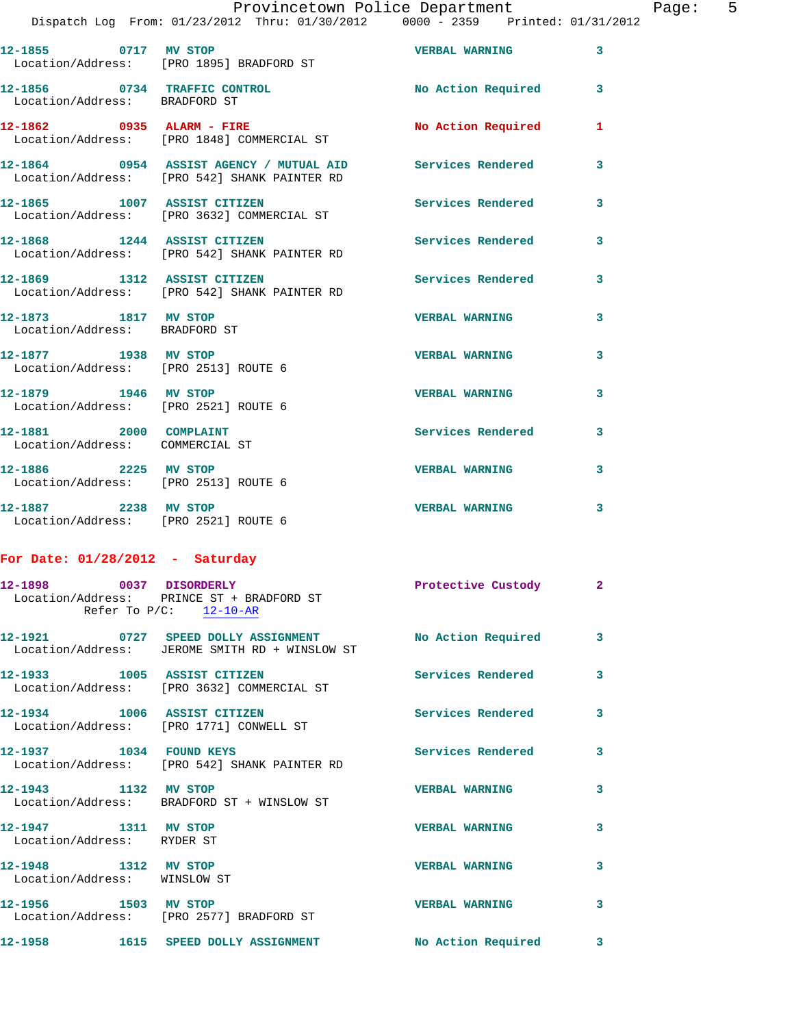12-1855 0717 MV STOP VERBAL WARNING 3
Location/Address: [PRO 1895] BRADFORD ST

12-1856 0734 TRAFFIC CONTROL No Action Required 3
Location/Address: BRADFORD ST

12-1862 0935 ALARM - FIRE No Action Required 1
Location/Address: [PRO 1848] COMMERCIAL ST

12-1864 0954 ASSIST AGENCY / MUTUAL AID Services Rendered 3
Location/Address: [PRO 542] SHANK PAINTER RD

12-1865 1007 ASSIST CITIZEN Services Rendered 3
Location/Address: [PRO 3632] COMMERCIAL ST

12-1868 1244 ASSIST CITIZEN Services Rendered 3
Location/Address: [PRO 542] SHANK PAINTER RD

12-1869 1312 ASSIST CITIZEN Services Rendered 3
Location/Address: [PRO 542] SHANK PAINTER RD

12-1873 1817 MV STOP VERBAL WARNING 3
Location/Address: BRADFORD ST

12-1877 1938 MV STOP VERBAL WARNING 3
Location/Address: [PRO 2513] ROUTE 6

12-1879 1946 MV STOP VERBAL WARNING 3
Location/Address: [PRO 2521] ROUTE 6

12-1881 2000 COMPLAINT Services Rendered 3
Location/Address: COMMERCIAL ST

12-1886 2225 MV STOP VERBAL WARNING 3
Location/Address: [PRO 2513] ROUTE 6

12-1887 2238 MV STOP VERBAL WARNING 3
Location/Address: [PRO 2521] ROUTE 6

**For Date: 01/28/2012 - Saturday**

12-1898 0037 DISORDERLY Protective Custody 2
Location/Address: PRINCE ST + BRADFORD ST
Refer To P/C: 12-10-AR

12-1921 0727 SPEED DOLLY ASSIGNMENT No Action Required 3
Location/Address: JEROME SMITH RD + WINSLOW ST

12-1933 1005 ASSIST CITIZEN Services Rendered 3
Location/Address: [PRO 3632] COMMERCIAL ST

12-1934 1006 ASSIST CITIZEN Services Rendered 3
Location/Address: [PRO 1771] CONWELL ST

12-1937 1034 FOUND KEYS Services Rendered 3
Location/Address: [PRO 542] SHANK PAINTER RD

12-1943 1132 MV STOP VERBAL WARNING 3
Location/Address: BRADFORD ST + WINSLOW ST

12-1947 1311 MV STOP VERBAL WARNING 3
Location/Address: RYDER ST

12-1948 1312 MV STOP VERBAL WARNING 3
Location/Address: WINSLOW ST

12-1956 1503 MV STOP VERBAL WARNING 3
Location/Address: [PRO 2577] BRADFORD ST

12-1958 1615 SPEED DOLLY ASSIGNMENT No Action Required 3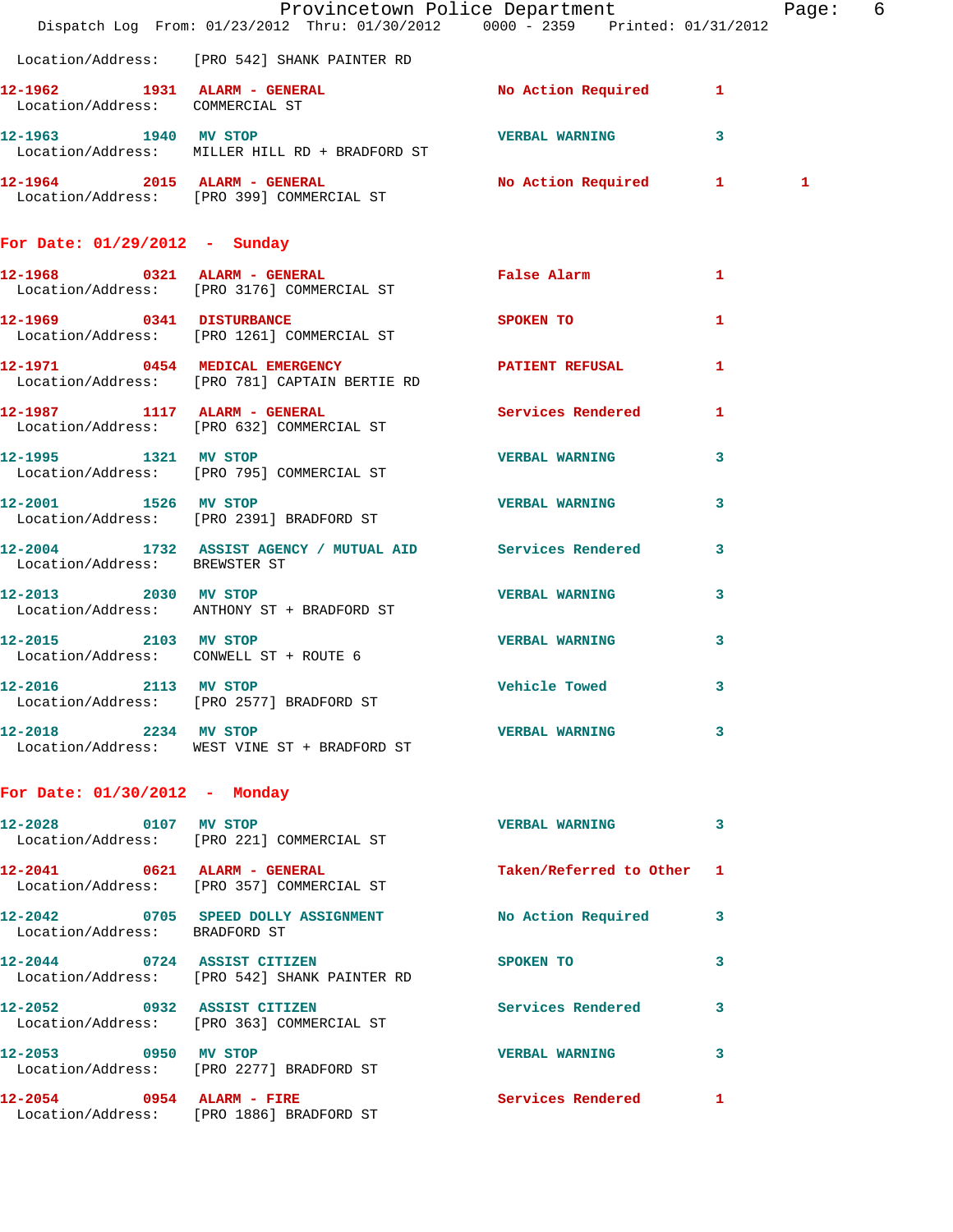Location/Address: [PRO 542] SHANK PAINTER RD

| Call # | Time | Call Type | Disposition | Priority | |
|---|---|---|---|---|---|
| 12-1962 | 1931 | ALARM - GENERAL | No Action Required | 1 | |
| | | Location/Address: COMMERCIAL ST | | | |
| 12-1963 | 1940 | MV STOP | VERBAL WARNING | 3 | |
| | | Location/Address: MILLER HILL RD + BRADFORD ST | | | |
| 12-1964 | 2015 | ALARM - GENERAL | No Action Required | 1 | 1 |
| | | Location/Address: [PRO 399] COMMERCIAL ST | | | |

## For Date: 01/29/2012 - Sunday

| Call # | Time | Call Type | Disposition | Priority |
|---|---|---|---|---|
| 12-1968 | 0321 | ALARM - GENERAL | False Alarm | 1 |
| | | Location/Address: [PRO 3176] COMMERCIAL ST | | |
| 12-1969 | 0341 | DISTURBANCE | SPOKEN TO | 1 |
| | | Location/Address: [PRO 1261] COMMERCIAL ST | | |
| 12-1971 | 0454 | MEDICAL EMERGENCY | PATIENT REFUSAL | 1 |
| | | Location/Address: [PRO 781] CAPTAIN BERTIE RD | | |
| 12-1987 | 1117 | ALARM - GENERAL | Services Rendered | 1 |
| | | Location/Address: [PRO 632] COMMERCIAL ST | | |
| 12-1995 | 1321 | MV STOP | VERBAL WARNING | 3 |
| | | Location/Address: [PRO 795] COMMERCIAL ST | | |
| 12-2001 | 1526 | MV STOP | VERBAL WARNING | 3 |
| | | Location/Address: [PRO 2391] BRADFORD ST | | |
| 12-2004 | 1732 | ASSIST AGENCY / MUTUAL AID | Services Rendered | 3 |
| | | Location/Address: BREWSTER ST | | |
| 12-2013 | 2030 | MV STOP | VERBAL WARNING | 3 |
| | | Location/Address: ANTHONY ST + BRADFORD ST | | |
| 12-2015 | 2103 | MV STOP | VERBAL WARNING | 3 |
| | | Location/Address: CONWELL ST + ROUTE 6 | | |
| 12-2016 | 2113 | MV STOP | Vehicle Towed | 3 |
| | | Location/Address: [PRO 2577] BRADFORD ST | | |
| 12-2018 | 2234 | MV STOP | VERBAL WARNING | 3 |
| | | Location/Address: WEST VINE ST + BRADFORD ST | | |

## For Date: 01/30/2012 - Monday

| Call # | Time | Call Type | Disposition | Priority |
|---|---|---|---|---|
| 12-2028 | 0107 | MV STOP | VERBAL WARNING | 3 |
| | | Location/Address: [PRO 221] COMMERCIAL ST | | |
| 12-2041 | 0621 | ALARM - GENERAL | Taken/Referred to Other | 1 |
| | | Location/Address: [PRO 357] COMMERCIAL ST | | |
| 12-2042 | 0705 | SPEED DOLLY ASSIGNMENT | No Action Required | 3 |
| | | Location/Address: BRADFORD ST | | |
| 12-2044 | 0724 | ASSIST CITIZEN | SPOKEN TO | 3 |
| | | Location/Address: [PRO 542] SHANK PAINTER RD | | |
| 12-2052 | 0932 | ASSIST CITIZEN | Services Rendered | 3 |
| | | Location/Address: [PRO 363] COMMERCIAL ST | | |
| 12-2053 | 0950 | MV STOP | VERBAL WARNING | 3 |
| | | Location/Address: [PRO 2277] BRADFORD ST | | |
| 12-2054 | 0954 | ALARM - FIRE | Services Rendered | 1 |
| | | Location/Address: [PRO 1886] BRADFORD ST | | |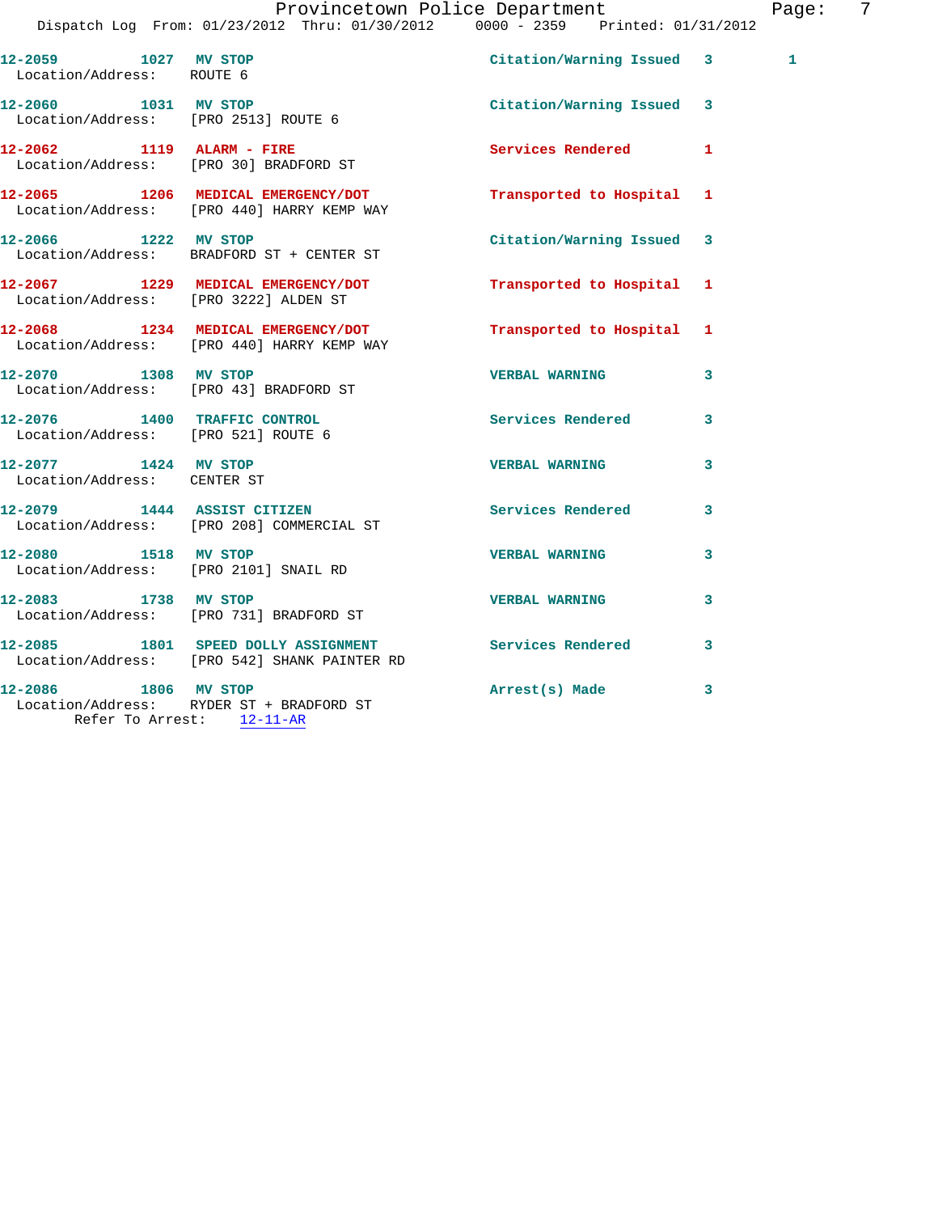Dispatch Log From: 01/23/2012 Thru: 01/30/2012 0000 - 2359 Printed: 01/31/2012

**12-2059 1027 MV STOP** Citation/Warning Issued 3 1
Location/Address: ROUTE 6

**12-2060 1031 MV STOP** Citation/Warning Issued 3
Location/Address: [PRO 2513] ROUTE 6

**12-2062 1119 ALARM - FIRE** Services Rendered 1
Location/Address: [PRO 30] BRADFORD ST

**12-2065 1206 MEDICAL EMERGENCY/DOT** Transported to Hospital 1
Location/Address: [PRO 440] HARRY KEMP WAY

**12-2066 1222 MV STOP** Citation/Warning Issued 3
Location/Address: BRADFORD ST + CENTER ST

**12-2067 1229 MEDICAL EMERGENCY/DOT** Transported to Hospital 1
Location/Address: [PRO 3222] ALDEN ST

**12-2068 1234 MEDICAL EMERGENCY/DOT** Transported to Hospital 1
Location/Address: [PRO 440] HARRY KEMP WAY

**12-2070 1308 MV STOP** VERBAL WARNING 3
Location/Address: [PRO 43] BRADFORD ST

**12-2076 1400 TRAFFIC CONTROL** Services Rendered 3
Location/Address: [PRO 521] ROUTE 6

**12-2077 1424 MV STOP** VERBAL WARNING 3
Location/Address: CENTER ST

**12-2079 1444 ASSIST CITIZEN** Services Rendered 3
Location/Address: [PRO 208] COMMERCIAL ST

**12-2080 1518 MV STOP** VERBAL WARNING 3
Location/Address: [PRO 2101] SNAIL RD

**12-2083 1738 MV STOP** VERBAL WARNING 3
Location/Address: [PRO 731] BRADFORD ST

**12-2085 1801 SPEED DOLLY ASSIGNMENT** Services Rendered 3
Location/Address: [PRO 542] SHANK PAINTER RD

**12-2086 1806 MV STOP** Arrest(s) Made 3
Location/Address: RYDER ST + BRADFORD ST
Refer To Arrest: 12-11-AR